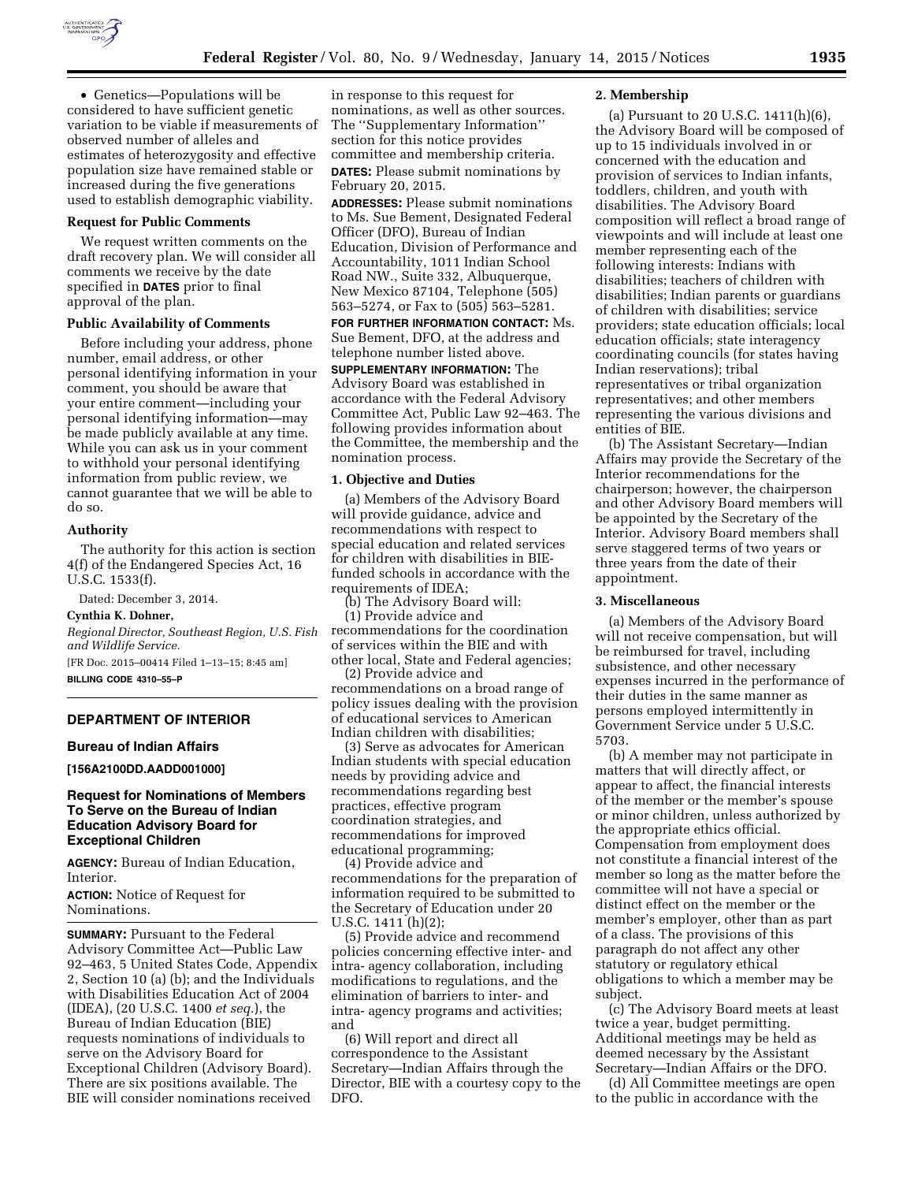- Genetics—Populations will be considered to have sufficient genetic variation to be viable if measurements of observed number of alleles and estimates of heterozygosity and effective population size have remained stable or increased during the five generations used to establish demographic viability.

### Request for Public Comments

We request written comments on the draft recovery plan. We will consider all comments we receive by the date specified in **DATES** prior to final approval of the plan.

### Public Availability of Comments

Before including your address, phone number, email address, or other personal identifying information in your comment, you should be aware that your entire comment—including your personal identifying information—may be made publicly available at any time. While you can ask us in your comment to withhold your personal identifying information from public review, we cannot guarantee that we will be able to do so.

### Authority

The authority for this action is section 4(f) of the Endangered Species Act, 16 U.S.C. 1533(f).

Dated: December 3, 2014.

**Cynthia K. Dohner,**

*Regional Director, Southeast Region, U.S. Fish and Wildlife Service.*

[FR Doc. 2015–00414 Filed 1–13–15; 8:45 am]

**BILLING CODE 4310–55–P**

---

## DEPARTMENT OF INTERIOR

### Bureau of Indian Affairs

**[156A2100DD.AADD001000]**

### Request for Nominations of Members To Serve on the Bureau of Indian Education Advisory Board for Exceptional Children

**AGENCY:** Bureau of Indian Education, Interior.

**ACTION:** Notice of Request for Nominations.

**SUMMARY:** Pursuant to the Federal Advisory Committee Act—Public Law 92–463, 5 United States Code, Appendix 2, Section 10 (a) (b); and the Individuals with Disabilities Education Act of 2004 (IDEA), (20 U.S.C. 1400 *et seq.*), the Bureau of Indian Education (BIE) requests nominations of individuals to serve on the Advisory Board for Exceptional Children (Advisory Board). There are six positions available. The BIE will consider nominations received in response to this request for nominations, as well as other sources. The ''Supplementary Information'' section for this notice provides committee and membership criteria.

**DATES:** Please submit nominations by February 20, 2015.

**ADDRESSES:** Please submit nominations to Ms. Sue Bement, Designated Federal Officer (DFO), Bureau of Indian Education, Division of Performance and Accountability, 1011 Indian School Road NW., Suite 332, Albuquerque, New Mexico 87104, Telephone (505) 563–5274, or Fax to (505) 563–5281.

**FOR FURTHER INFORMATION CONTACT:** Ms. Sue Bement, DFO, at the address and telephone number listed above.

**SUPPLEMENTARY INFORMATION:** The Advisory Board was established in accordance with the Federal Advisory Committee Act, Public Law 92–463. The following provides information about the Committee, the membership and the nomination process.

#### 1. Objective and Duties

(a) Members of the Advisory Board will provide guidance, advice and recommendations with respect to special education and related services for children with disabilities in BIE-funded schools in accordance with the requirements of IDEA;

(b) The Advisory Board will:

(1) Provide advice and recommendations for the coordination of services within the BIE and with other local, State and Federal agencies;

(2) Provide advice and recommendations on a broad range of policy issues dealing with the provision of educational services to American Indian children with disabilities;

(3) Serve as advocates for American Indian students with special education needs by providing advice and recommendations regarding best practices, effective program coordination strategies, and recommendations for improved educational programming;

(4) Provide advice and recommendations for the preparation of information required to be submitted to the Secretary of Education under 20 U.S.C. 1411 (h)(2);

(5) Provide advice and recommend policies concerning effective inter- and intra- agency collaboration, including modifications to regulations, and the elimination of barriers to inter- and intra- agency programs and activities; and

(6) Will report and direct all correspondence to the Assistant Secretary—Indian Affairs through the Director, BIE with a courtesy copy to the DFO.

#### 2. Membership

(a) Pursuant to 20 U.S.C. 1411(h)(6), the Advisory Board will be composed of up to 15 individuals involved in or concerned with the education and provision of services to Indian infants, toddlers, children, and youth with disabilities. The Advisory Board composition will reflect a broad range of viewpoints and will include at least one member representing each of the following interests: Indians with disabilities; teachers of children with disabilities; Indian parents or guardians of children with disabilities; service providers; state education officials; local education officials; state interagency coordinating councils (for states having Indian reservations); tribal representatives or tribal organization representatives; and other members representing the various divisions and entities of BIE.

(b) The Assistant Secretary—Indian Affairs may provide the Secretary of the Interior recommendations for the chairperson; however, the chairperson and other Advisory Board members will be appointed by the Secretary of the Interior. Advisory Board members shall serve staggered terms of two years or three years from the date of their appointment.

#### 3. Miscellaneous

(a) Members of the Advisory Board will not receive compensation, but will be reimbursed for travel, including subsistence, and other necessary expenses incurred in the performance of their duties in the same manner as persons employed intermittently in Government Service under 5 U.S.C. 5703.

(b) A member may not participate in matters that will directly affect, or appear to affect, the financial interests of the member or the member's spouse or minor children, unless authorized by the appropriate ethics official. Compensation from employment does not constitute a financial interest of the member so long as the matter before the committee will not have a special or distinct effect on the member or the member's employer, other than as part of a class. The provisions of this paragraph do not affect any other statutory or regulatory ethical obligations to which a member may be subject.

(c) The Advisory Board meets at least twice a year, budget permitting. Additional meetings may be held as deemed necessary by the Assistant Secretary—Indian Affairs or the DFO.

(d) All Committee meetings are open to the public in accordance with the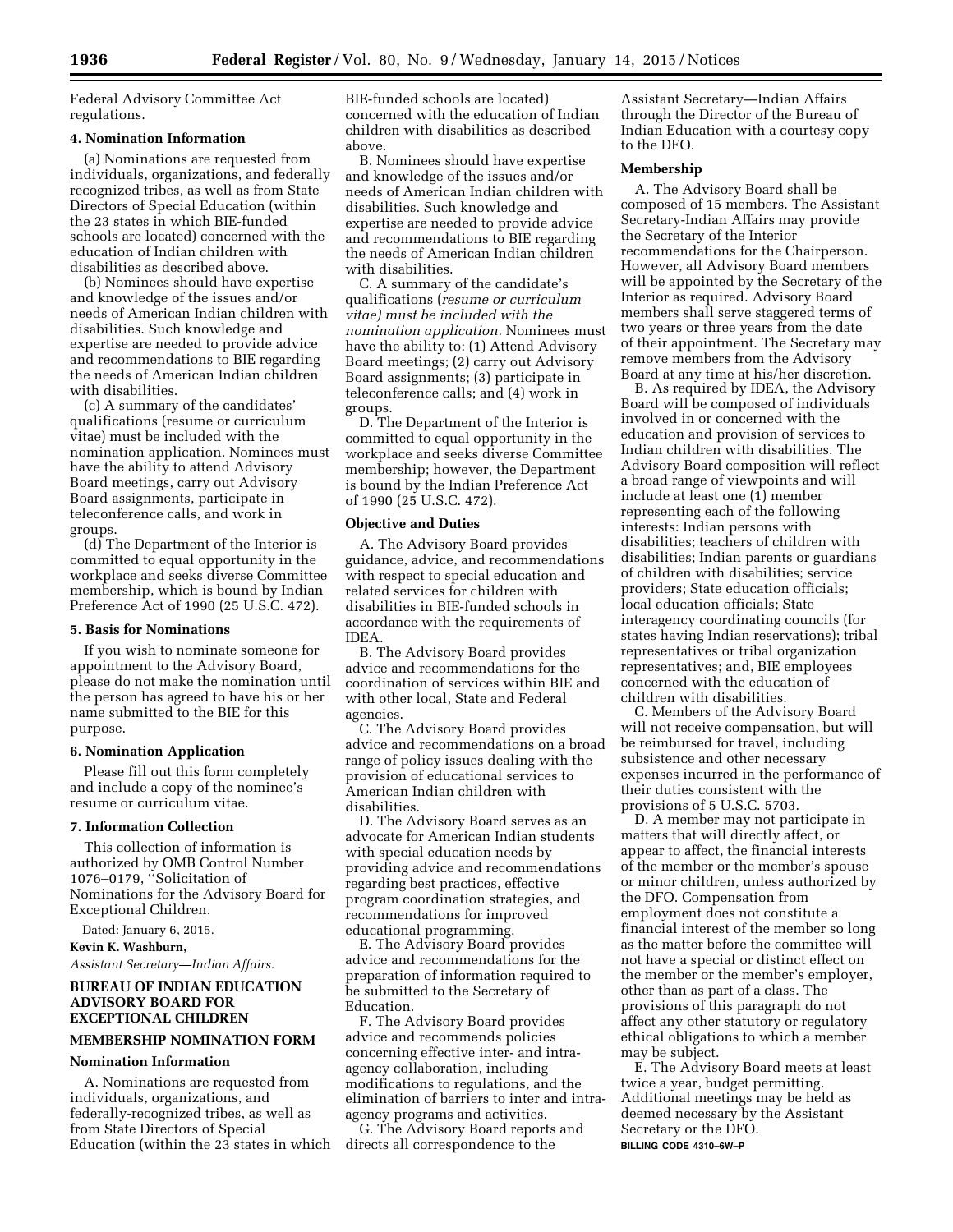Federal Advisory Committee Act regulations.

### 4. Nomination Information

(a) Nominations are requested from individuals, organizations, and federally recognized tribes, as well as from State Directors of Special Education (within the 23 states in which BIE-funded schools are located) concerned with the education of Indian children with disabilities as described above.

(b) Nominees should have expertise and knowledge of the issues and/or needs of American Indian children with disabilities. Such knowledge and expertise are needed to provide advice and recommendations to BIE regarding the needs of American Indian children with disabilities.

(c) A summary of the candidates' qualifications (resume or curriculum vitae) must be included with the nomination application. Nominees must have the ability to attend Advisory Board meetings, carry out Advisory Board assignments, participate in teleconference calls, and work in groups.

(d) The Department of the Interior is committed to equal opportunity in the workplace and seeks diverse Committee membership, which is bound by Indian Preference Act of 1990 (25 U.S.C. 472).

### 5. Basis for Nominations

If you wish to nominate someone for appointment to the Advisory Board, please do not make the nomination until the person has agreed to have his or her name submitted to the BIE for this purpose.

### 6. Nomination Application

Please fill out this form completely and include a copy of the nominee's resume or curriculum vitae.

### 7. Information Collection

This collection of information is authorized by OMB Control Number 1076–0179, ''Solicitation of Nominations for the Advisory Board for Exceptional Children.

Dated: January 6, 2015.

**Kevin K. Washburn,**

*Assistant Secretary—Indian Affairs.*

## BUREAU OF INDIAN EDUCATION ADVISORY BOARD FOR EXCEPTIONAL CHILDREN

## MEMBERSHIP NOMINATION FORM

### Nomination Information

A. Nominations are requested from individuals, organizations, and federally-recognized tribes, as well as from State Directors of Special Education (within the 23 states in which BIE-funded schools are located) concerned with the education of Indian children with disabilities as described above.

B. Nominees should have expertise and knowledge of the issues and/or needs of American Indian children with disabilities. Such knowledge and expertise are needed to provide advice and recommendations to BIE regarding the needs of American Indian children with disabilities.

C. A summary of the candidate's qualifications (*resume or curriculum vitae) must be included with the nomination application.* Nominees must have the ability to: (1) Attend Advisory Board meetings; (2) carry out Advisory Board assignments; (3) participate in teleconference calls; and (4) work in groups.

D. The Department of the Interior is committed to equal opportunity in the workplace and seeks diverse Committee membership; however, the Department is bound by the Indian Preference Act of 1990 (25 U.S.C. 472).

### Objective and Duties

A. The Advisory Board provides guidance, advice, and recommendations with respect to special education and related services for children with disabilities in BIE-funded schools in accordance with the requirements of IDEA.

B. The Advisory Board provides advice and recommendations for the coordination of services within BIE and with other local, State and Federal agencies.

C. The Advisory Board provides advice and recommendations on a broad range of policy issues dealing with the provision of educational services to American Indian children with disabilities.

D. The Advisory Board serves as an advocate for American Indian students with special education needs by providing advice and recommendations regarding best practices, effective program coordination strategies, and recommendations for improved educational programming.

E. The Advisory Board provides advice and recommendations for the preparation of information required to be submitted to the Secretary of Education.

F. The Advisory Board provides advice and recommends policies concerning effective inter- and intra-agency collaboration, including modifications to regulations, and the elimination of barriers to inter and intra-agency programs and activities.

G. The Advisory Board reports and directs all correspondence to the Assistant Secretary—Indian Affairs through the Director of the Bureau of Indian Education with a courtesy copy to the DFO.

### Membership

A. The Advisory Board shall be composed of 15 members. The Assistant Secretary-Indian Affairs may provide the Secretary of the Interior recommendations for the Chairperson. However, all Advisory Board members will be appointed by the Secretary of the Interior as required. Advisory Board members shall serve staggered terms of two years or three years from the date of their appointment. The Secretary may remove members from the Advisory Board at any time at his/her discretion.

B. As required by IDEA, the Advisory Board will be composed of individuals involved in or concerned with the education and provision of services to Indian children with disabilities. The Advisory Board composition will reflect a broad range of viewpoints and will include at least one (1) member representing each of the following interests: Indian persons with disabilities; teachers of children with disabilities; Indian parents or guardians of children with disabilities; service providers; State education officials; local education officials; State interagency coordinating councils (for states having Indian reservations); tribal representatives or tribal organization representatives; and, BIE employees concerned with the education of children with disabilities.

C. Members of the Advisory Board will not receive compensation, but will be reimbursed for travel, including subsistence and other necessary expenses incurred in the performance of their duties consistent with the provisions of 5 U.S.C. 5703.

D. A member may not participate in matters that will directly affect, or appear to affect, the financial interests of the member or the member's spouse or minor children, unless authorized by the DFO. Compensation from employment does not constitute a financial interest of the member so long as the matter before the committee will not have a special or distinct effect on the member or the member's employer, other than as part of a class. The provisions of this paragraph do not affect any other statutory or regulatory ethical obligations to which a member may be subject.

E. The Advisory Board meets at least twice a year, budget permitting. Additional meetings may be held as deemed necessary by the Assistant Secretary or the DFO.

BILLING CODE 4310–6W–P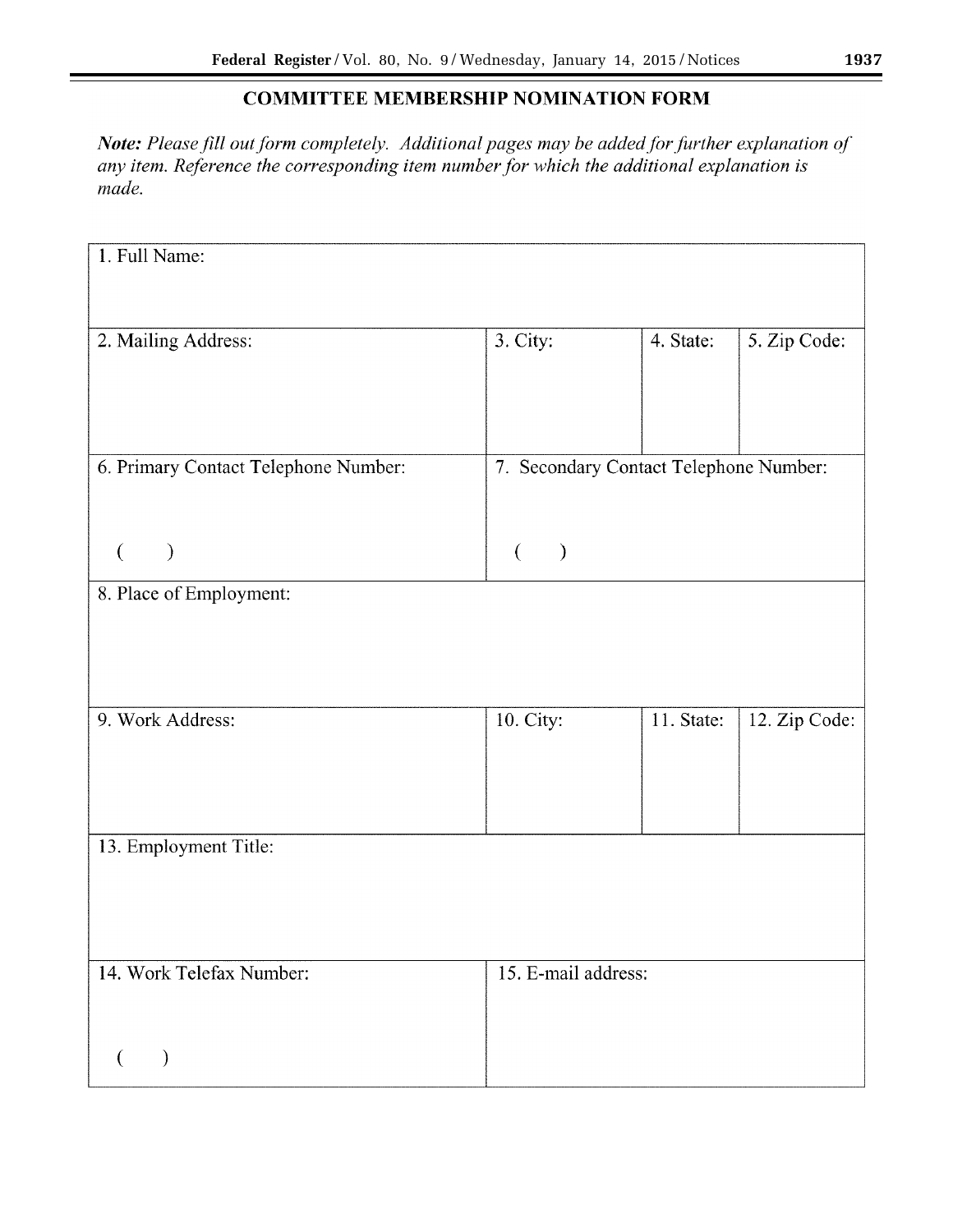## COMMITTEE MEMBERSHIP NOMINATION FORM

***Note:*** *Please fill out form completely. Additional pages may be added for further explanation of any item. Reference the corresponding item number for which the additional explanation is made.*

| 1. Full Name: | | | |
|---|---|---|---|
| 2. Mailing Address: | 3. City: | 4. State: | 5. Zip Code: |
| 6. Primary Contact Telephone Number: ( ) | 7. Secondary Contact Telephone Number: ( ) | | |
| 8. Place of Employment: | | | |
| 9. Work Address: | 10. City: | 11. State: | 12. Zip Code: |
| 13. Employment Title: | | | |
| 14. Work Telefax Number: ( ) | 15. E-mail address: | | |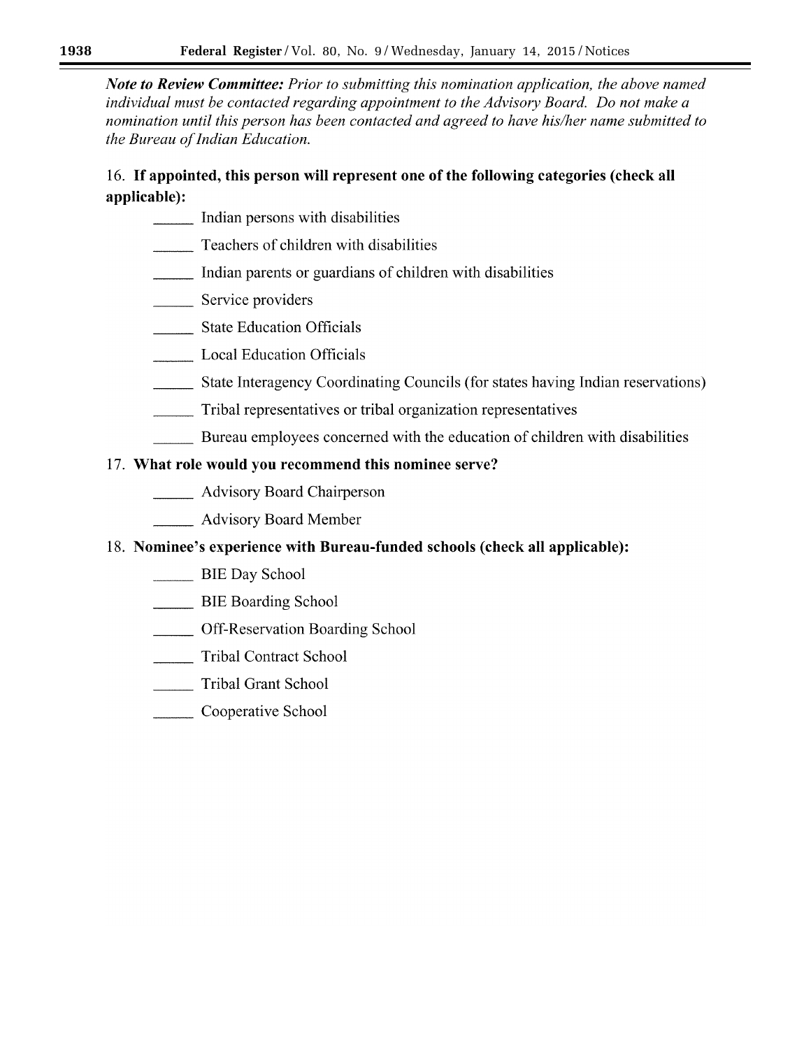***Note to Review Committee:*** *Prior to submitting this nomination application, the above named individual must be contacted regarding appointment to the Advisory Board. Do not make a nomination until this person has been contacted and agreed to have his/her name submitted to the Bureau of Indian Education.*

16. **If appointed, this person will represent one of the following categories (check all applicable):**

_____ Indian persons with disabilities

_____ Teachers of children with disabilities

_____ Indian parents or guardians of children with disabilities

_____ Service providers

_____ State Education Officials

_____ Local Education Officials

_____ State Interagency Coordinating Councils (for states having Indian reservations)

_____ Tribal representatives or tribal organization representatives

_____ Bureau employees concerned with the education of children with disabilities

17. **What role would you recommend this nominee serve?**

_____ Advisory Board Chairperson

_____ Advisory Board Member

18. **Nominee's experience with Bureau-funded schools (check all applicable):**

_____ BIE Day School

_____ BIE Boarding School

_____ Off-Reservation Boarding School

_____ Tribal Contract School

_____ Tribal Grant School

_____ Cooperative School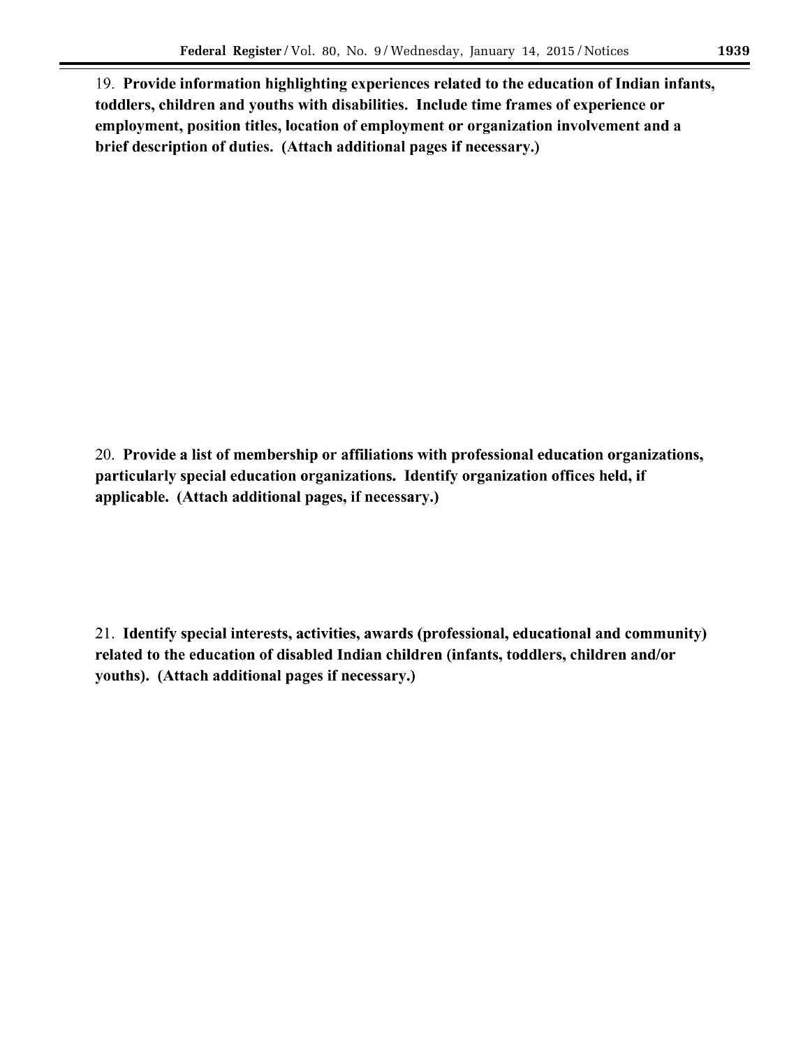19. **Provide information highlighting experiences related to the education of Indian infants, toddlers, children and youths with disabilities. Include time frames of experience or employment, position titles, location of employment or organization involvement and a brief description of duties. (Attach additional pages if necessary.)**

20. **Provide a list of membership or affiliations with professional education organizations, particularly special education organizations. Identify organization offices held, if applicable. (Attach additional pages, if necessary.)**

21. **Identify special interests, activities, awards (professional, educational and community) related to the education of disabled Indian children (infants, toddlers, children and/or youths). (Attach additional pages if necessary.)**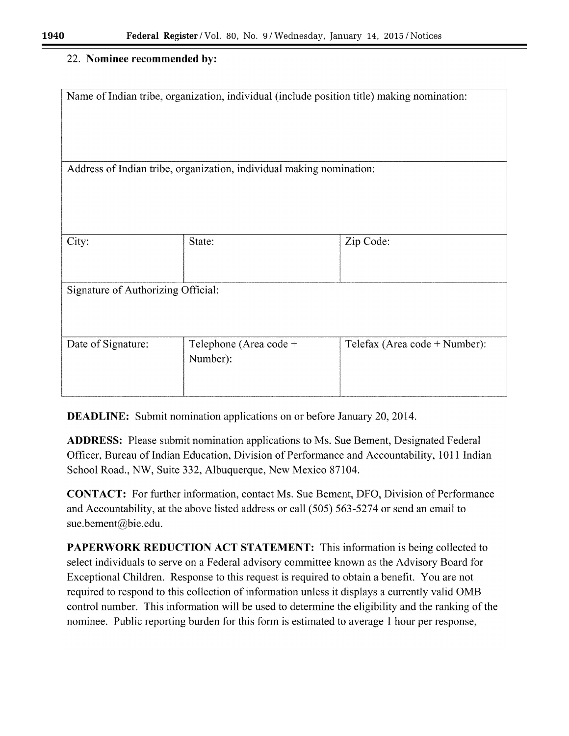22. **Nominee recommended by:**

| Name of Indian tribe, organization, individual (include position title) making nomination: | | |
|---|---|---|
| Address of Indian tribe, organization, individual making nomination: | | |
| City: | State: | Zip Code: |
| Signature of Authorizing Official: | | |
| Date of Signature: | Telephone (Area code + Number): | Telefax (Area code + Number): |

**DEADLINE:** Submit nomination applications on or before January 20, 2014.

**ADDRESS:** Please submit nomination applications to Ms. Sue Bement, Designated Federal Officer, Bureau of Indian Education, Division of Performance and Accountability, 1011 Indian School Road., NW, Suite 332, Albuquerque, New Mexico 87104.

**CONTACT:** For further information, contact Ms. Sue Bement, DFO, Division of Performance and Accountability, at the above listed address or call (505) 563-5274 or send an email to sue.bement@bie.edu.

**PAPERWORK REDUCTION ACT STATEMENT:** This information is being collected to select individuals to serve on a Federal advisory committee known as the Advisory Board for Exceptional Children. Response to this request is required to obtain a benefit. You are not required to respond to this collection of information unless it displays a currently valid OMB control number. This information will be used to determine the eligibility and the ranking of the nominee. Public reporting burden for this form is estimated to average 1 hour per response,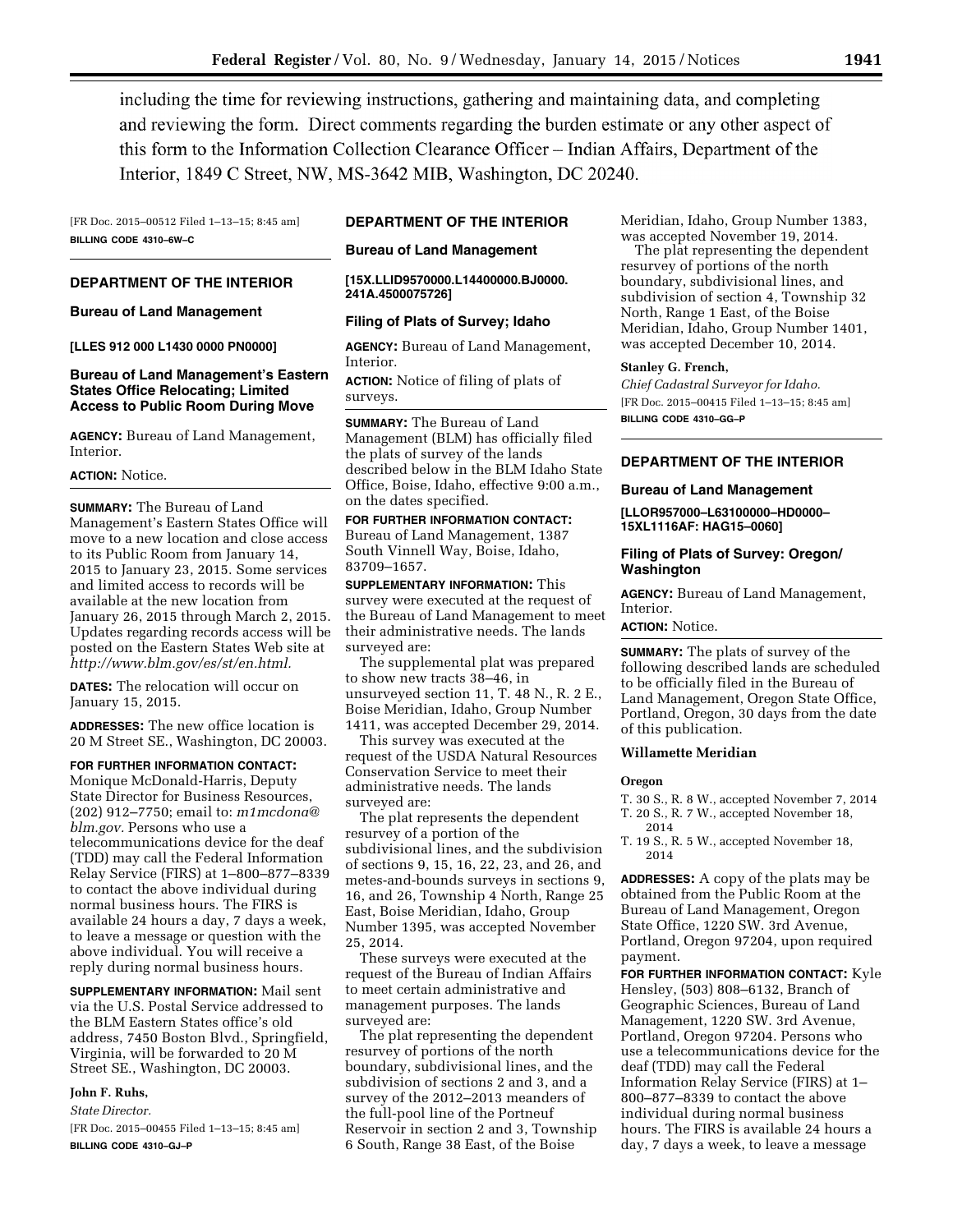including the time for reviewing instructions, gathering and maintaining data, and completing and reviewing the form. Direct comments regarding the burden estimate or any other aspect of this form to the Information Collection Clearance Officer – Indian Affairs, Department of the Interior, 1849 C Street, NW, MS-3642 MIB, Washington, DC 20240.

[FR Doc. 2015–00512 Filed 1–13–15; 8:45 am]

**BILLING CODE 4310–6W–C**

## DEPARTMENT OF THE INTERIOR

### Bureau of Land Management

**[LLES 912 000 L1430 0000 PN0000]**

### Bureau of Land Management's Eastern States Office Relocating; Limited Access to Public Room During Move

**AGENCY:** Bureau of Land Management, Interior.

**ACTION:** Notice.

**SUMMARY:** The Bureau of Land Management's Eastern States Office will move to a new location and close access to its Public Room from January 14, 2015 to January 23, 2015. Some services and limited access to records will be available at the new location from January 26, 2015 through March 2, 2015. Updates regarding records access will be posted on the Eastern States Web site at *http://www.blm.gov/es/st/en.html.*

**DATES:** The relocation will occur on January 15, 2015.

**ADDRESSES:** The new office location is 20 M Street SE., Washington, DC 20003.

**FOR FURTHER INFORMATION CONTACT:** Monique McDonald-Harris, Deputy State Director for Business Resources, (202) 912–7750; email to: *m1mcdona@blm.gov.* Persons who use a telecommunications device for the deaf (TDD) may call the Federal Information Relay Service (FIRS) at 1–800–877–8339 to contact the above individual during normal business hours. The FIRS is available 24 hours a day, 7 days a week, to leave a message or question with the above individual. You will receive a reply during normal business hours.

**SUPPLEMENTARY INFORMATION:** Mail sent via the U.S. Postal Service addressed to the BLM Eastern States office's old address, 7450 Boston Blvd., Springfield, Virginia, will be forwarded to 20 M Street SE., Washington, DC 20003.

**John F. Ruhs,**

*State Director.*

[FR Doc. 2015–00455 Filed 1–13–15; 8:45 am]

**BILLING CODE 4310–GJ–P**

## DEPARTMENT OF THE INTERIOR

### Bureau of Land Management

**[15X.LLID9570000.L14400000.BJ0000.241A.4500075726]**

### Filing of Plats of Survey; Idaho

**AGENCY:** Bureau of Land Management, Interior.

**ACTION:** Notice of filing of plats of surveys.

**SUMMARY:** The Bureau of Land Management (BLM) has officially filed the plats of survey of the lands described below in the BLM Idaho State Office, Boise, Idaho, effective 9:00 a.m., on the dates specified.

**FOR FURTHER INFORMATION CONTACT:** Bureau of Land Management, 1387 South Vinnell Way, Boise, Idaho, 83709–1657.

**SUPPLEMENTARY INFORMATION:** This survey were executed at the request of the Bureau of Land Management to meet their administrative needs. The lands surveyed are:

The supplemental plat was prepared to show new tracts 38–46, in unsurveyed section 11, T. 48 N., R. 2 E., Boise Meridian, Idaho, Group Number 1411, was accepted December 29, 2014.

This survey was executed at the request of the USDA Natural Resources Conservation Service to meet their administrative needs. The lands surveyed are:

The plat represents the dependent resurvey of a portion of the subdivisional lines, and the subdivision of sections 9, 15, 16, 22, 23, and 26, and metes-and-bounds surveys in sections 9, 16, and 26, Township 4 North, Range 25 East, Boise Meridian, Idaho, Group Number 1395, was accepted November 25, 2014.

These surveys were executed at the request of the Bureau of Indian Affairs to meet certain administrative and management purposes. The lands surveyed are:

The plat representing the dependent resurvey of portions of the north boundary, subdivisional lines, and the subdivision of sections 2 and 3, and a survey of the 2012–2013 meanders of the full-pool line of the Portneuf Reservoir in section 2 and 3, Township 6 South, Range 38 East, of the Boise Meridian, Idaho, Group Number 1383, was accepted November 19, 2014.

The plat representing the dependent resurvey of portions of the north boundary, subdivisional lines, and subdivision of section 4, Township 32 North, Range 1 East, of the Boise Meridian, Idaho, Group Number 1401, was accepted December 10, 2014.

**Stanley G. French,**

*Chief Cadastral Surveyor for Idaho.*

[FR Doc. 2015–00415 Filed 1–13–15; 8:45 am]

**BILLING CODE 4310–GG–P**

## DEPARTMENT OF THE INTERIOR

### Bureau of Land Management

**[LLOR957000–L63100000–HD0000–15XL1116AF: HAG15–0060]**

### Filing of Plats of Survey: Oregon/Washington

**AGENCY:** Bureau of Land Management, Interior.

**ACTION:** Notice.

**SUMMARY:** The plats of survey of the following described lands are scheduled to be officially filed in the Bureau of Land Management, Oregon State Office, Portland, Oregon, 30 days from the date of this publication.

**Willamette Meridian**

**Oregon**

T. 30 S., R. 8 W., accepted November 7, 2014

T. 20 S., R. 7 W., accepted November 18, 2014

T. 19 S., R. 5 W., accepted November 18, 2014

**ADDRESSES:** A copy of the plats may be obtained from the Public Room at the Bureau of Land Management, Oregon State Office, 1220 SW. 3rd Avenue, Portland, Oregon 97204, upon required payment.

**FOR FURTHER INFORMATION CONTACT:** Kyle Hensley, (503) 808–6132, Branch of Geographic Sciences, Bureau of Land Management, 1220 SW. 3rd Avenue, Portland, Oregon 97204. Persons who use a telecommunications device for the deaf (TDD) may call the Federal Information Relay Service (FIRS) at 1–800–877–8339 to contact the above individual during normal business hours. The FIRS is available 24 hours a day, 7 days a week, to leave a message